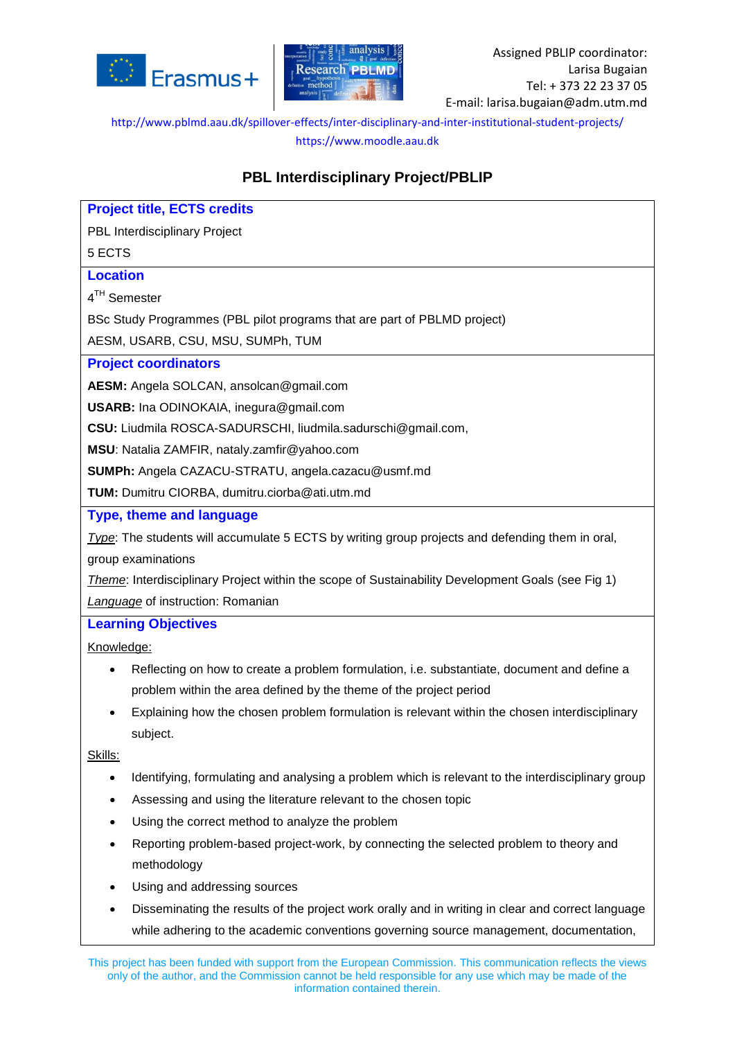Assigned PBLIP coordinator:
Larisa Bugaian
Tel: + 373 22 23 37 05
E-mail: larisa.bugaian@adm.utm.md

http://www.pblmd.aau.dk/spillover-effects/inter-disciplinary-and-inter-institutional-student-projects/

https://www.moodle.aau.dk

# PBL Interdisciplinary Project/PBLIP

## Project title, ECTS credits

PBL Interdisciplinary Project

5 ECTS

## Location

4TH Semester

BSc Study Programmes (PBL pilot programs that are part of PBLMD project)

AESM, USARB, CSU, MSU, SUMPh, TUM

## Project coordinators

**AESM:** Angela SOLCAN, ansolcan@gmail.com

**USARB:** Ina ODINOKAIA, inegura@gmail.com

**CSU:** Liudmila ROSCA-SADURSCHI, liudmila.sadurschi@gmail.com,

**MSU**: Natalia ZAMFIR, nataly.zamfir@yahoo.com

**SUMPh:** Angela CAZACU-STRATU, angela.cazacu@usmf.md

**TUM:** Dumitru CIORBA, dumitru.ciorba@ati.utm.md

## Type, theme and language

*Type*: The students will accumulate 5 ECTS by writing group projects and defending them in oral, group examinations

*Theme*: Interdisciplinary Project within the scope of Sustainability Development Goals (see Fig 1)

*Language* of instruction: Romanian

## Learning Objectives

Knowledge:

- Reflecting on how to create a problem formulation, i.e. substantiate, document and define a problem within the area defined by the theme of the project period
- Explaining how the chosen problem formulation is relevant within the chosen interdisciplinary subject.

Skills:

- Identifying, formulating and analysing a problem which is relevant to the interdisciplinary group
- Assessing and using the literature relevant to the chosen topic
- Using the correct method to analyze the problem
- Reporting problem-based project-work, by connecting the selected problem to theory and methodology
- Using and addressing sources
- Disseminating the results of the project work orally and in writing in clear and correct language while adhering to the academic conventions governing source management, documentation,

This project has been funded with support from the European Commission. This communication reflects the views only of the author, and the Commission cannot be held responsible for any use which may be made of the information contained therein.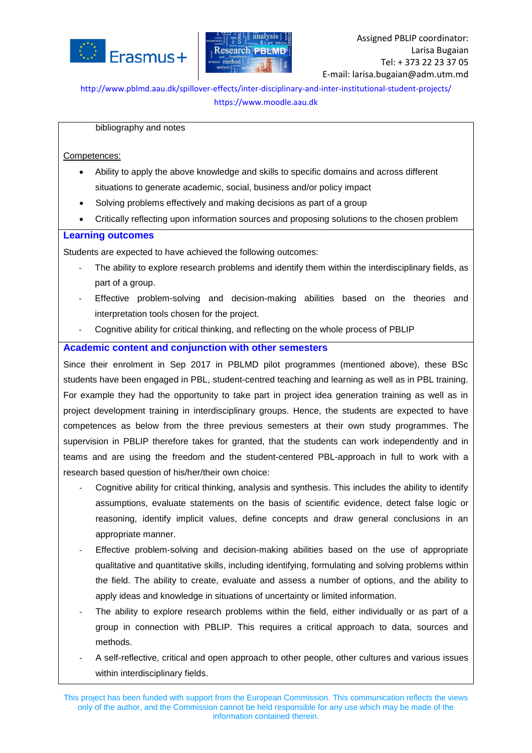bibliography and notes

Competences:

- Ability to apply the above knowledge and skills to specific domains and across different situations to generate academic, social, business and/or policy impact
- Solving problems effectively and making decisions as part of a group
- Critically reflecting upon information sources and proposing solutions to the chosen problem

## Learning outcomes

Students are expected to have achieved the following outcomes:

- The ability to explore research problems and identify them within the interdisciplinary fields, as part of a group.
- Effective problem-solving and decision-making abilities based on the theories and interpretation tools chosen for the project.
- Cognitive ability for critical thinking, and reflecting on the whole process of PBLIP

## Academic content and conjunction with other semesters

Since their enrolment in Sep 2017 in PBLMD pilot programmes (mentioned above), these BSc students have been engaged in PBL, student-centred teaching and learning as well as in PBL training. For example they had the opportunity to take part in project idea generation training as well as in project development training in interdisciplinary groups. Hence, the students are expected to have competences as below from the three previous semesters at their own study programmes. The supervision in PBLIP therefore takes for granted, that the students can work independently and in teams and are using the freedom and the student-centered PBL-approach in full to work with a research based question of his/her/their own choice:

- Cognitive ability for critical thinking, analysis and synthesis. This includes the ability to identify assumptions, evaluate statements on the basis of scientific evidence, detect false logic or reasoning, identify implicit values, define concepts and draw general conclusions in an appropriate manner.
- Effective problem-solving and decision-making abilities based on the use of appropriate qualitative and quantitative skills, including identifying, formulating and solving problems within the field. The ability to create, evaluate and assess a number of options, and the ability to apply ideas and knowledge in situations of uncertainty or limited information.
- The ability to explore research problems within the field, either individually or as part of a group in connection with PBLIP. This requires a critical approach to data, sources and methods.
- A self-reflective, critical and open approach to other people, other cultures and various issues within interdisciplinary fields.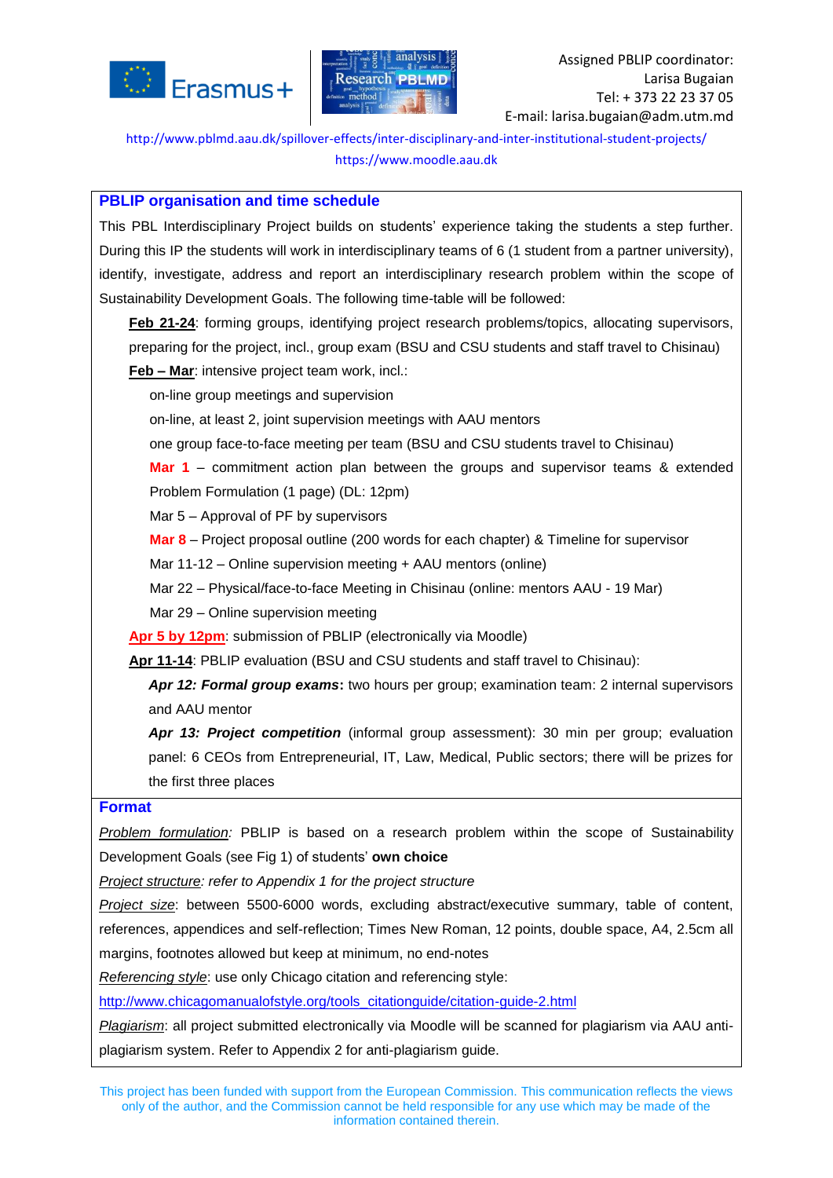Assigned PBLIP coordinator:
Larisa Bugaian
Tel: + 373 22 23 37 05
E-mail: larisa.bugaian@adm.utm.md

http://www.pblmd.aau.dk/spillover-effects/inter-disciplinary-and-inter-institutional-student-projects/
https://www.moodle.aau.dk

## PBLIP organisation and time schedule

This PBL Interdisciplinary Project builds on students' experience taking the students a step further. During this IP the students will work in interdisciplinary teams of 6 (1 student from a partner university), identify, investigate, address and report an interdisciplinary research problem within the scope of Sustainability Development Goals. The following time-table will be followed:

**Feb 21-24**: forming groups, identifying project research problems/topics, allocating supervisors, preparing for the project, incl., group exam (BSU and CSU students and staff travel to Chisinau)

**Feb – Mar**: intensive project team work, incl.:

- on-line group meetings and supervision
- on-line, at least 2, joint supervision meetings with AAU mentors
- one group face-to-face meeting per team (BSU and CSU students travel to Chisinau)
- **Mar 1** – commitment action plan between the groups and supervisor teams & extended Problem Formulation (1 page) (DL: 12pm)
- Mar 5 – Approval of PF by supervisors
- **Mar 8** – Project proposal outline (200 words for each chapter) & Timeline for supervisor
- Mar 11-12 – Online supervision meeting + AAU mentors (online)
- Mar 22 – Physical/face-to-face Meeting in Chisinau (online: mentors AAU - 19 Mar)
- Mar 29 – Online supervision meeting

**Apr 5 by 12pm**: submission of PBLIP (electronically via Moodle)

**Apr 11-14**: PBLIP evaluation (BSU and CSU students and staff travel to Chisinau):

- ***Apr 12: Formal group exams*****:** two hours per group; examination team: 2 internal supervisors and AAU mentor
- ***Apr 13: Project competition*** (informal group assessment): 30 min per group; evaluation panel: 6 CEOs from Entrepreneurial, IT, Law, Medical, Public sectors; there will be prizes for the first three places

## Format

*Problem formulation:* PBLIP is based on a research problem within the scope of Sustainability Development Goals (see Fig 1) of students' **own choice**

*Project structure: refer to Appendix 1 for the project structure*

*Project size*: between 5500-6000 words, excluding abstract/executive summary, table of content, references, appendices and self-reflection; Times New Roman, 12 points, double space, A4, 2.5cm all margins, footnotes allowed but keep at minimum, no end-notes

*Referencing style*: use only Chicago citation and referencing style:
http://www.chicagomanualofstyle.org/tools_citationguide/citation-guide-2.html

*Plagiarism*: all project submitted electronically via Moodle will be scanned for plagiarism via AAU anti-plagiarism system. Refer to Appendix 2 for anti-plagiarism guide.

This project has been funded with support from the European Commission. This communication reflects the views only of the author, and the Commission cannot be held responsible for any use which may be made of the information contained therein.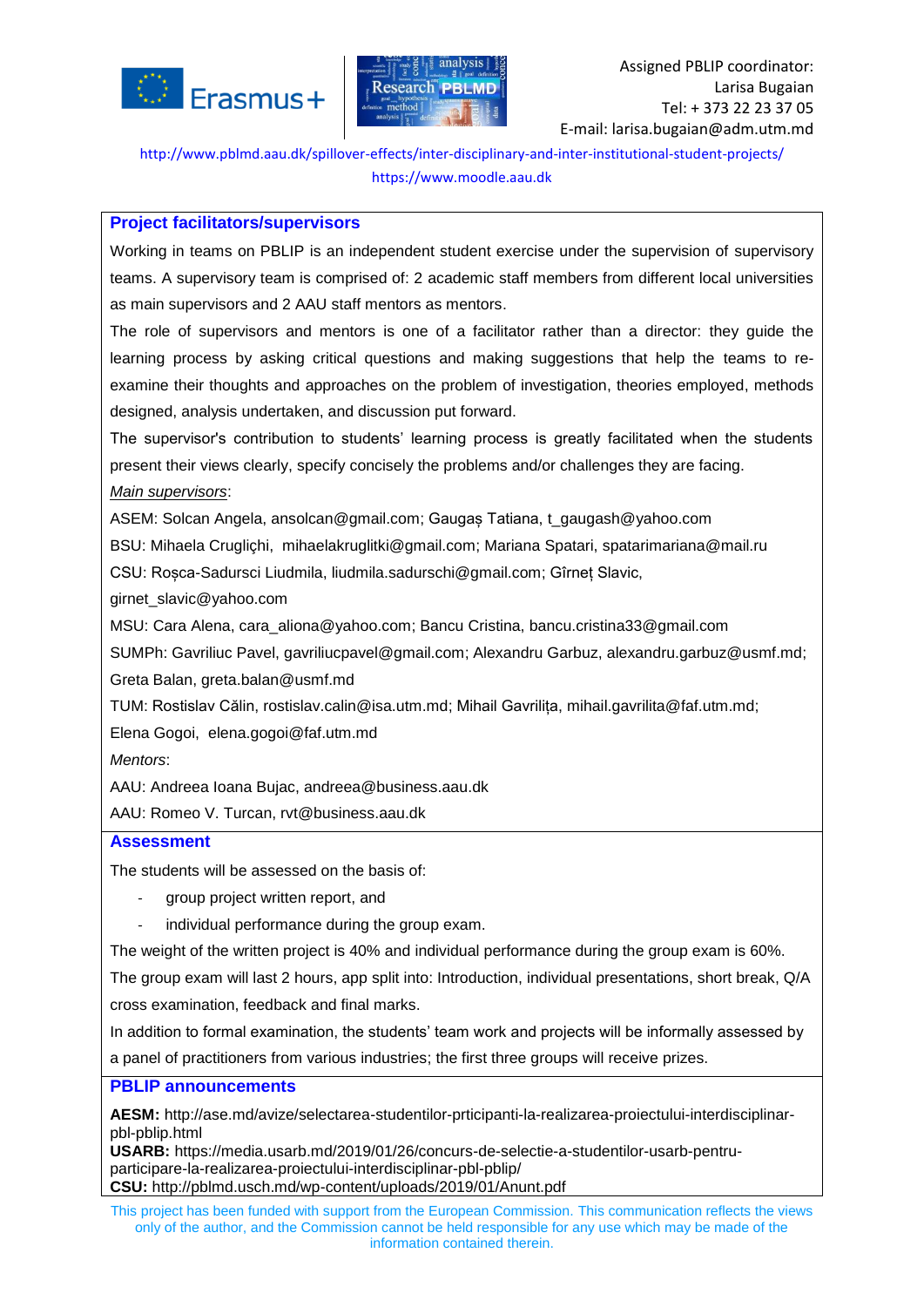Assigned PBLIP coordinator:
Larisa Bugaian
Tel: + 373 22 23 37 05
E-mail: larisa.bugaian@adm.utm.md

http://www.pblmd.aau.dk/spillover-effects/inter-disciplinary-and-inter-institutional-student-projects/
https://www.moodle.aau.dk

## Project facilitators/supervisors

Working in teams on PBLIP is an independent student exercise under the supervision of supervisory teams. A supervisory team is comprised of: 2 academic staff members from different local universities as main supervisors and 2 AAU staff mentors as mentors.

The role of supervisors and mentors is one of a facilitator rather than a director: they guide the learning process by asking critical questions and making suggestions that help the teams to re-examine their thoughts and approaches on the problem of investigation, theories employed, methods designed, analysis undertaken, and discussion put forward.

The supervisor's contribution to students' learning process is greatly facilitated when the students present their views clearly, specify concisely the problems and/or challenges they are facing.

*Main supervisors*:

ASEM: Solcan Angela, ansolcan@gmail.com; Gaugaș Tatiana, t_gaugash@yahoo.com

BSU: Mihaela Cruglighi, mihaelakruglitki@gmail.com; Mariana Spatari, spatarimariana@mail.ru

CSU: Roșca-Sadurschi Liudmila, liudmila.sadurschi@gmail.com; Gîrneț Slavic, girnet_slavic@yahoo.com

MSU: Cara Alena, cara_aliona@yahoo.com; Bancu Cristina, bancu.cristina33@gmail.com

SUMPh: Gavriliuc Pavel, gavriliucpavel@gmail.com; Alexandru Garbuz, alexandru.garbuz@usmf.md; Greta Balan, greta.balan@usmf.md

TUM: Rostislav Călin, rostislav.calin@isa.utm.md; Mihail Gavrilița, mihail.gavrilita@faf.utm.md; Elena Gogoi, elena.gogoi@faf.utm.md

*Mentors*:

AAU: Andreea Ioana Bujac, andreea@business.aau.dk

AAU: Romeo V. Turcan, rvt@business.aau.dk

## Assessment

The students will be assessed on the basis of:

- group project written report, and
- individual performance during the group exam.

The weight of the written project is 40% and individual performance during the group exam is 60%.

The group exam will last 2 hours, app split into: Introduction, individual presentations, short break, Q/A cross examination, feedback and final marks.

In addition to formal examination, the students' team work and projects will be informally assessed by a panel of practitioners from various industries; the first three groups will receive prizes.

## PBLIP announcements

**AESM:** http://ase.md/avize/selectarea-studentilor-prticipanti-la-realizarea-proiectului-interdisciplinar-pbl-pblip.html
**USARB:** https://media.usarb.md/2019/01/26/concurs-de-selectie-a-studentilor-usarb-pentru-participare-la-realizarea-proiectului-interdisciplinar-pbl-pblip/
**CSU:** http://pblmd.usch.md/wp-content/uploads/2019/01/Anunt.pdf

This project has been funded with support from the European Commission. This communication reflects the views only of the author, and the Commission cannot be held responsible for any use which may be made of the information contained therein.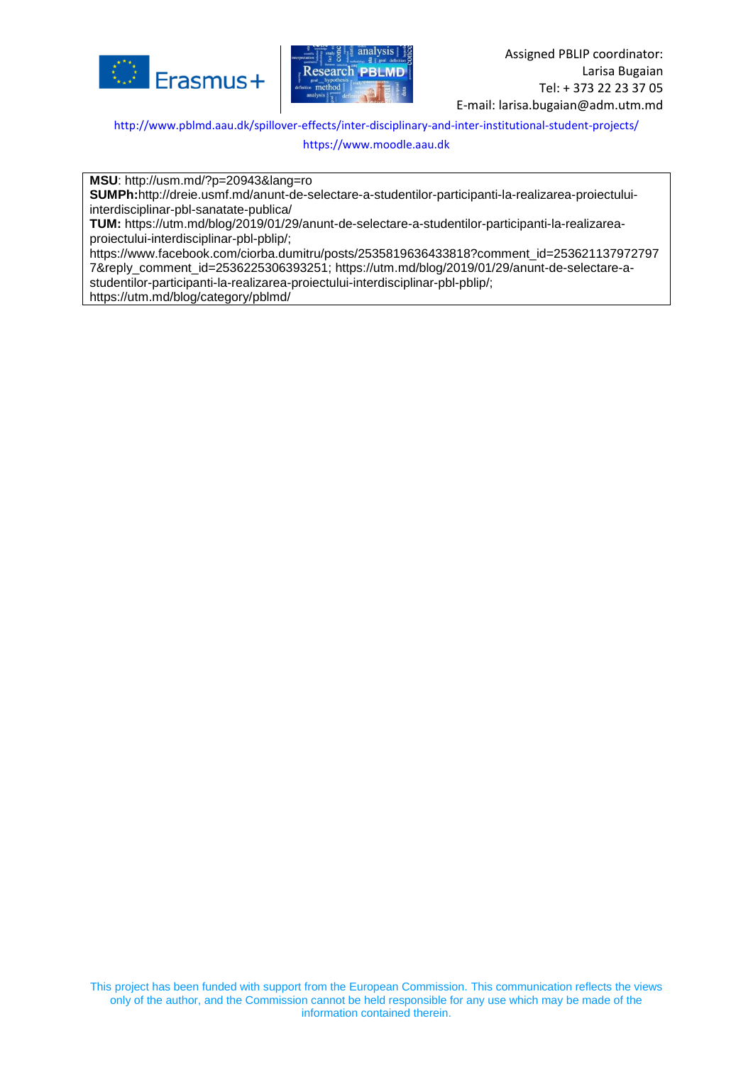Assigned PBLIP coordinator:
Larisa Bugaian
Tel: + 373 22 23 37 05
E-mail: larisa.bugaian@adm.utm.md

http://www.pblmd.aau.dk/spillover-effects/inter-disciplinary-and-inter-institutional-student-projects/

https://www.moodle.aau.dk

**MSU**: http://usm.md/?p=20943&lang=ro
**SUMPh:**http://dreie.usmf.md/anunt-de-selectare-a-studentilor-participanti-la-realizarea-proiectului-interdisciplinar-pbl-sanatate-publica/
**TUM:** https://utm.md/blog/2019/01/29/anunt-de-selectare-a-studentilor-participanti-la-realizarea-proiectului-interdisciplinar-pbl-pblip/;
https://www.facebook.com/ciorba.dumitru/posts/2535819636433818?comment_id=2536211379727977&reply_comment_id=2536225306393251; https://utm.md/blog/2019/01/29/anunt-de-selectare-a-studentilor-participanti-la-realizarea-proiectului-interdisciplinar-pbl-pblip/;
https://utm.md/blog/category/pblmd/

This project has been funded with support from the European Commission. This communication reflects the views only of the author, and the Commission cannot be held responsible for any use which may be made of the information contained therein.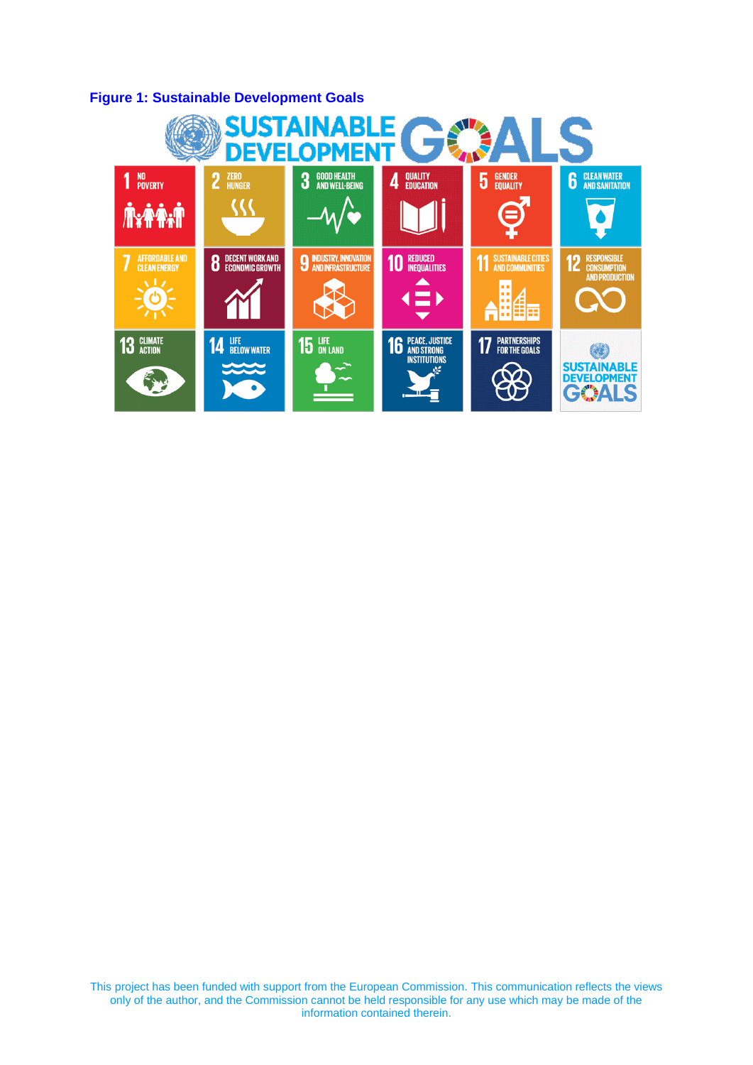**Figure 1: Sustainable Development Goals**

This project has been funded with support from the European Commission. This communication reflects the views only of the author, and the Commission cannot be held responsible for any use which may be made of the information contained therein.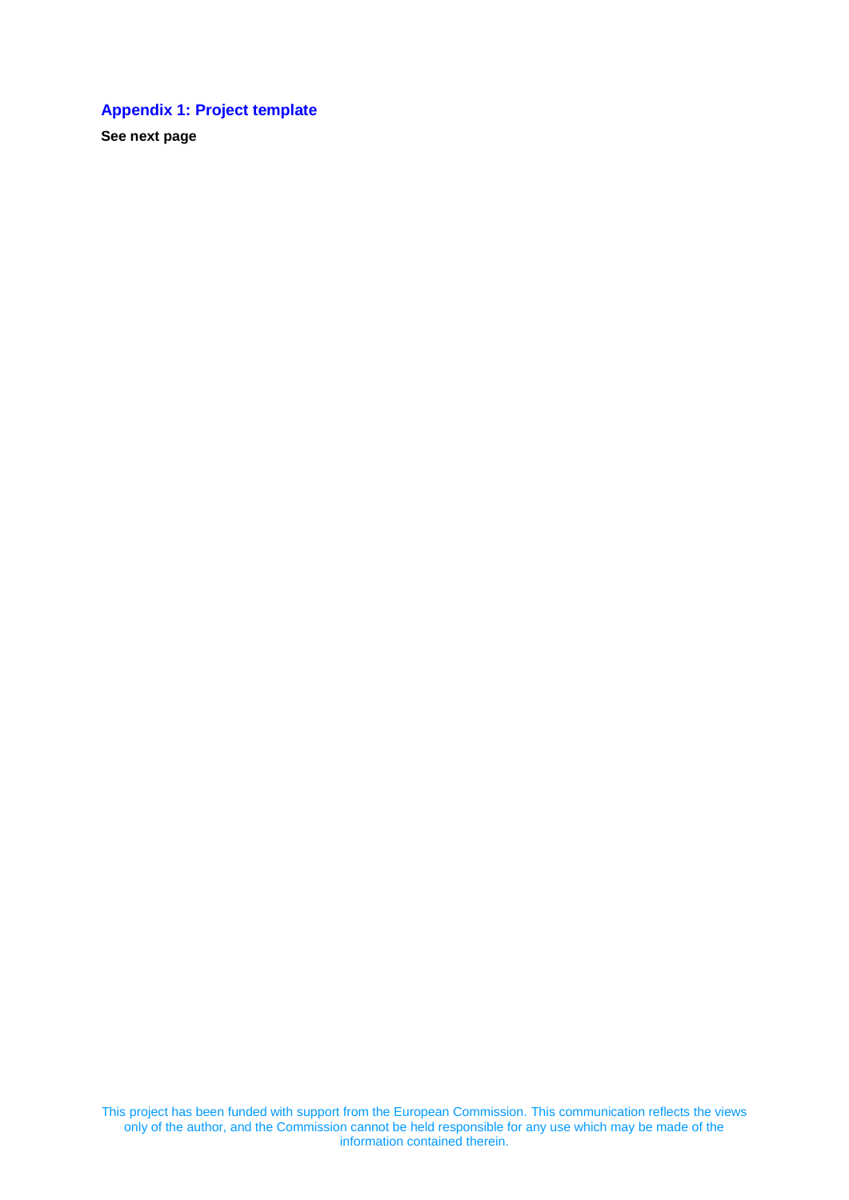## Appendix 1: Project template

**See next page**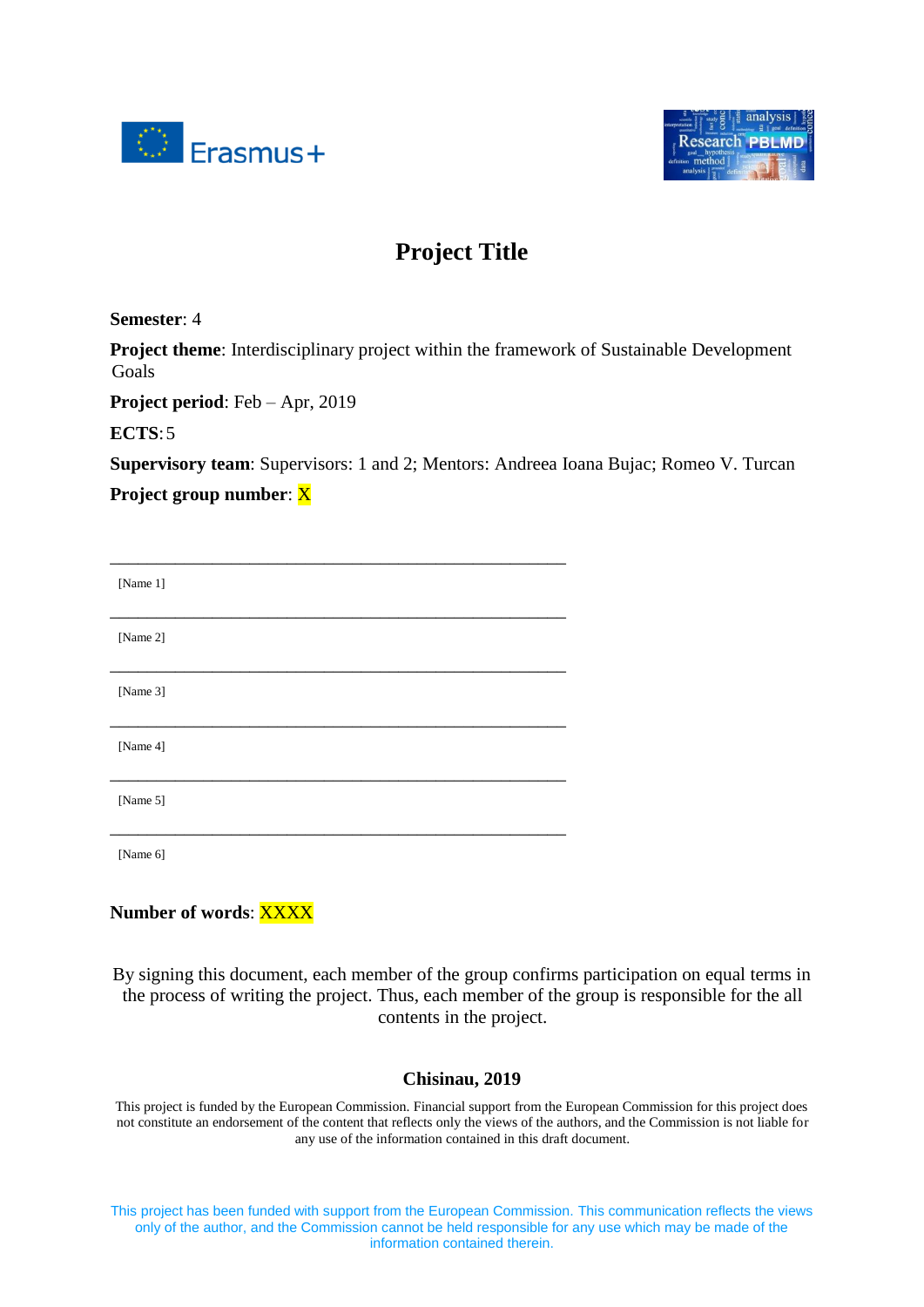# Project Title

**Semester**: 4

**Project theme**: Interdisciplinary project within the framework of Sustainable Development Goals

**Project period**: Feb – Apr, 2019

**ECTS**: 5

**Supervisory team**: Supervisors: 1 and 2; Mentors: Andreea Ioana Bujac; Romeo V. Turcan

**Project group number**: X

_______________________________________________

[Name 1]

_______________________________________________

[Name 2]

_______________________________________________

[Name 3]

_______________________________________________

[Name 4]

_______________________________________________

[Name 5]

_______________________________________________

[Name 6]

**Number of words**: XXXX

By signing this document, each member of the group confirms participation on equal terms in the process of writing the project. Thus, each member of the group is responsible for the all contents in the project.

**Chisinau, 2019**

This project is funded by the European Commission. Financial support from the European Commission for this project does not constitute an endorsement of the content that reflects only the views of the authors, and the Commission is not liable for any use of the information contained in this draft document.

This project has been funded with support from the European Commission. This communication reflects the views only of the author, and the Commission cannot be held responsible for any use which may be made of the information contained therein.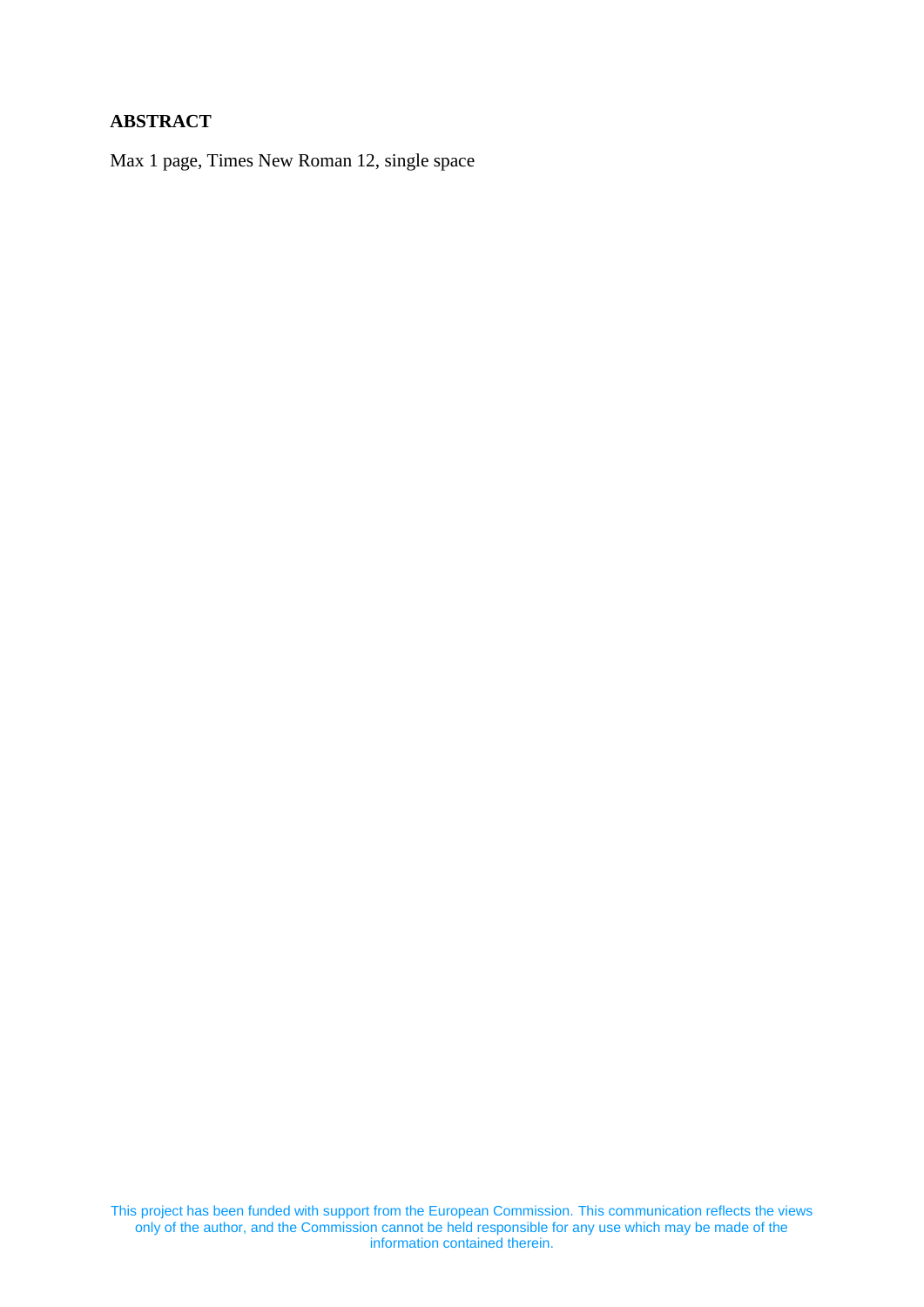**ABSTRACT**

Max 1 page, Times New Roman 12, single space

This project has been funded with support from the European Commission. This communication reflects the views only of the author, and the Commission cannot be held responsible for any use which may be made of the information contained therein.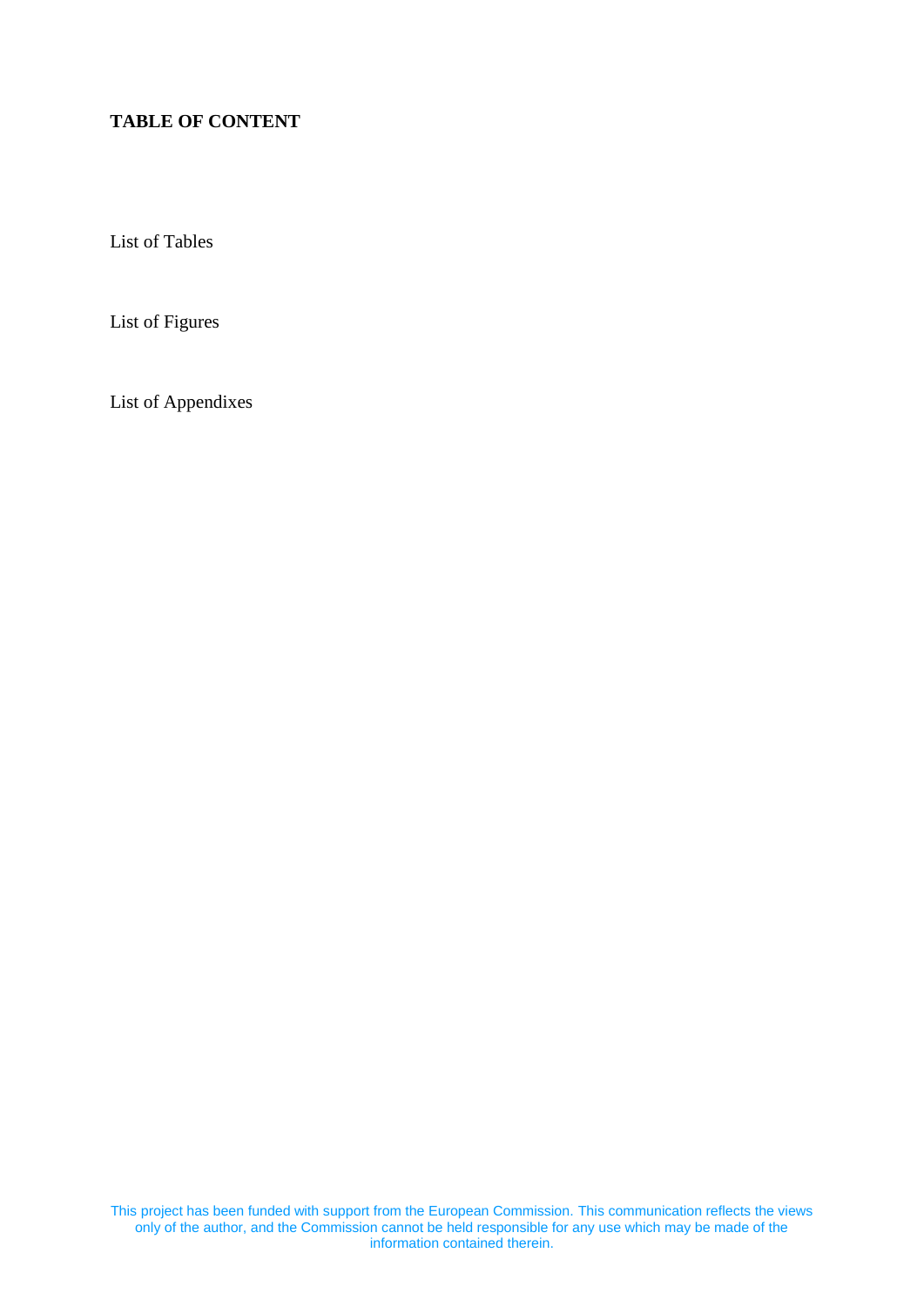**TABLE OF CONTENT**

List of Tables

List of Figures

List of Appendixes

This project has been funded with support from the European Commission. This communication reflects the views only of the author, and the Commission cannot be held responsible for any use which may be made of the information contained therein.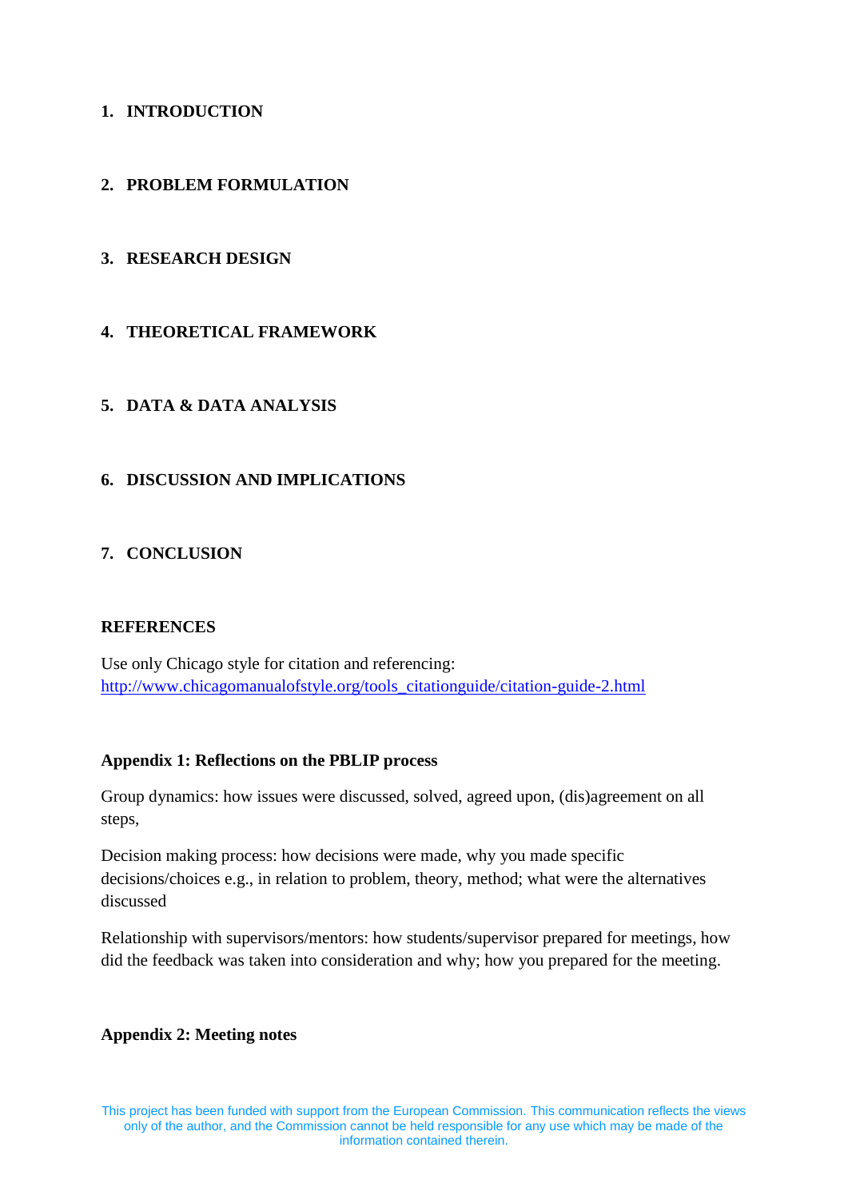# 1. INTRODUCTION

# 2. PROBLEM FORMULATION

# 3. RESEARCH DESIGN

# 4. THEORETICAL FRAMEWORK

# 5. DATA & DATA ANALYSIS

# 6. DISCUSSION AND IMPLICATIONS

# 7. CONCLUSION

## REFERENCES

Use only Chicago style for citation and referencing: http://www.chicagomanualofstyle.org/tools_citationguide/citation-guide-2.html

### Appendix 1: Reflections on the PBLIP process

Group dynamics: how issues were discussed, solved, agreed upon, (dis)agreement on all steps,

Decision making process: how decisions were made, why you made specific decisions/choices e.g., in relation to problem, theory, method; what were the alternatives discussed

Relationship with supervisors/mentors: how students/supervisor prepared for meetings, how did the feedback was taken into consideration and why; how you prepared for the meeting.

### Appendix 2: Meeting notes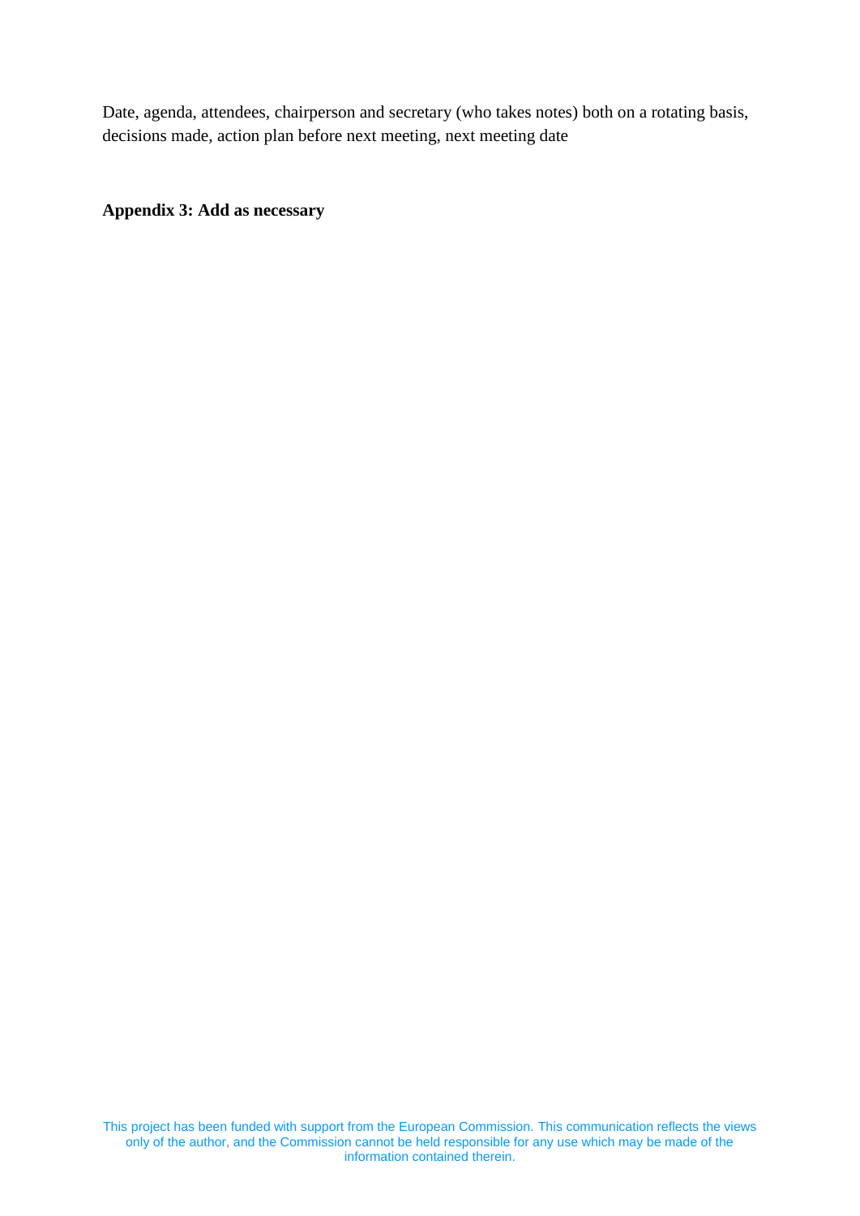Date, agenda, attendees, chairperson and secretary (who takes notes) both on a rotating basis, decisions made, action plan before next meeting, next meeting date

**Appendix 3: Add as necessary**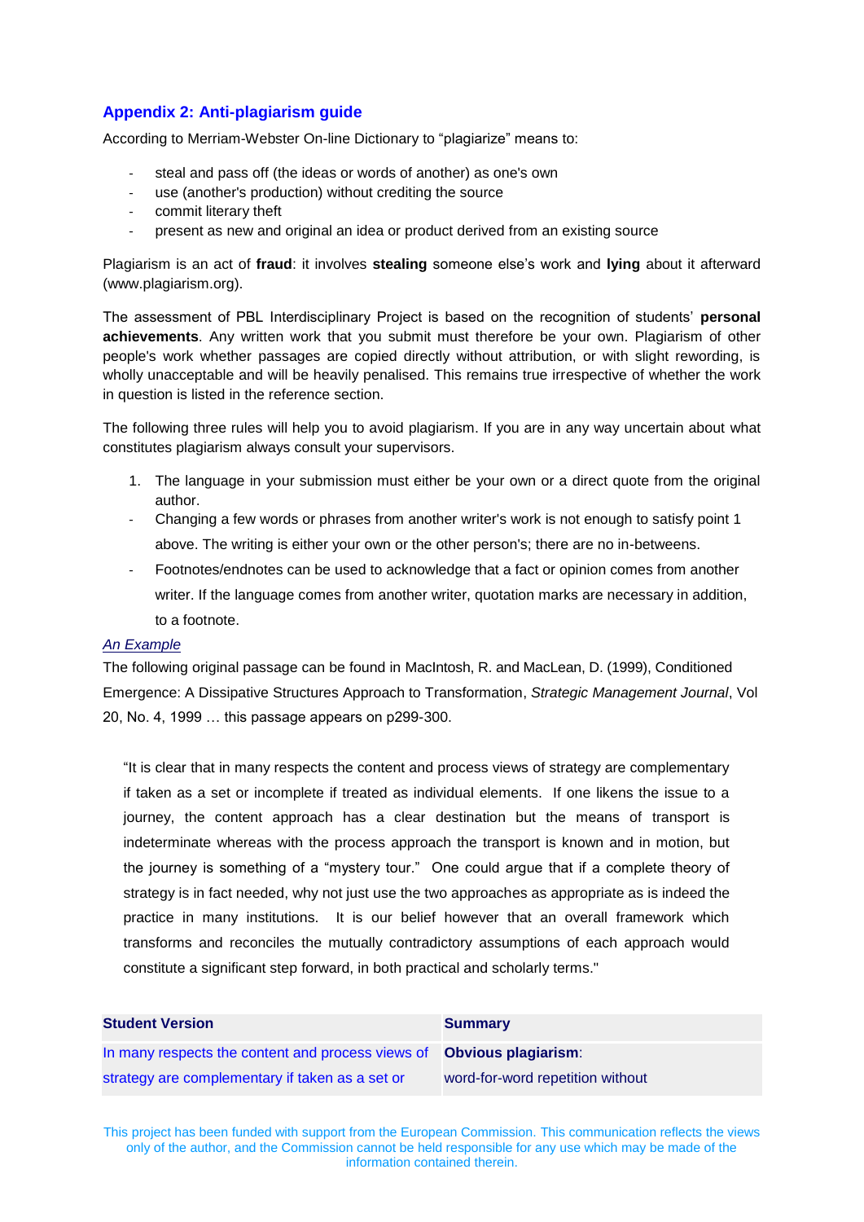## Appendix 2: Anti-plagiarism guide

According to Merriam-Webster On-line Dictionary to "plagiarize" means to:

- steal and pass off (the ideas or words of another) as one's own
- use (another's production) without crediting the source
- commit literary theft
- present as new and original an idea or product derived from an existing source

Plagiarism is an act of **fraud**: it involves **stealing** someone else's work and **lying** about it afterward (www.plagiarism.org).

The assessment of PBL Interdisciplinary Project is based on the recognition of students' **personal achievements**. Any written work that you submit must therefore be your own. Plagiarism of other people's work whether passages are copied directly without attribution, or with slight rewording, is wholly unacceptable and will be heavily penalised. This remains true irrespective of whether the work in question is listed in the reference section.

The following three rules will help you to avoid plagiarism. If you are in any way uncertain about what constitutes plagiarism always consult your supervisors.

1. The language in your submission must either be your own or a direct quote from the original author.

- Changing a few words or phrases from another writer's work is not enough to satisfy point 1 above. The writing is either your own or the other person's; there are no in-betweens.
- Footnotes/endnotes can be used to acknowledge that a fact or opinion comes from another writer. If the language comes from another writer, quotation marks are necessary in addition, to a footnote.

*An Example*

The following original passage can be found in MacIntosh, R. and MacLean, D. (1999), Conditioned Emergence: A Dissipative Structures Approach to Transformation, *Strategic Management Journal*, Vol 20, No. 4, 1999 … this passage appears on p299-300.

> "It is clear that in many respects the content and process views of strategy are complementary if taken as a set or incomplete if treated as individual elements. If one likens the issue to a journey, the content approach has a clear destination but the means of transport is indeterminate whereas with the process approach the transport is known and in motion, but the journey is something of a "mystery tour." One could argue that if a complete theory of strategy is in fact needed, why not just use the two approaches as appropriate as is indeed the practice in many institutions. It is our belief however that an overall framework which transforms and reconciles the mutually contradictory assumptions of each approach would constitute a significant step forward, in both practical and scholarly terms."

| Student Version | Summary |
| --- | --- |
| In many respects the content and process views of strategy are complementary if taken as a set or | **Obvious plagiarism**: word-for-word repetition without |

This project has been funded with support from the European Commission. This communication reflects the views only of the author, and the Commission cannot be held responsible for any use which may be made of the information contained therein.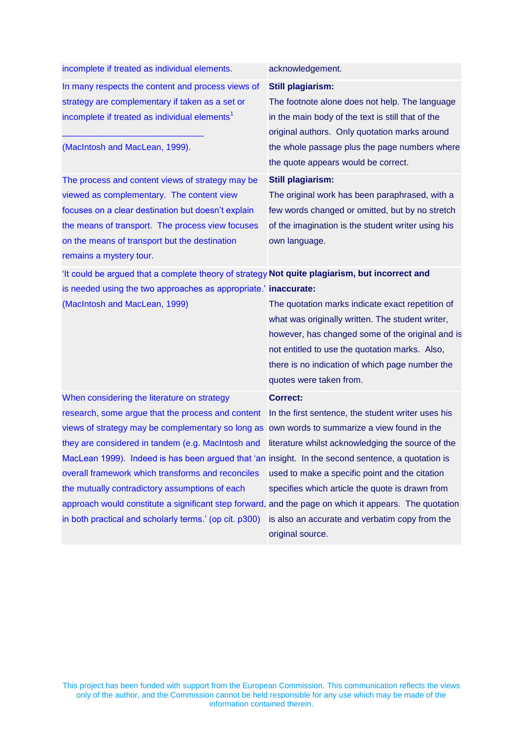| | |
|---|---|
| incomplete if treated as individual elements. | acknowledgement. |
| In many respects the content and process views of strategy are complementary if taken as a set or incomplete if treated as individual elements[1]<br>\_\_\_\_\_\_\_\_\_\_\_\_\_\_\_\_\_\_\_\_\_\_\_\_\_\_\_\_\_<br>(MacIntosh and MacLean, 1999). | **Still plagiarism:**<br>The footnote alone does not help. The language in the main body of the text is still that of the original authors. Only quotation marks around the whole passage plus the page numbers where the quote appears would be correct. |
| The process and content views of strategy may be viewed as complementary. The content view focuses on a clear destination but doesn't explain the means of transport. The process view focuses on the means of transport but the destination remains a mystery tour. | **Still plagiarism:**<br>The original work has been paraphrased, with a few words changed or omitted, but by no stretch of the imagination is the student writer using his own language. |
| 'It could be argued that a complete theory of strategy is needed using the two approaches as appropriate.' (MacIntosh and MacLean, 1999) | **Not quite plagiarism, but incorrect and inaccurate:**<br>The quotation marks indicate exact repetition of what was originally written. The student writer, however, has changed some of the original and is not entitled to use the quotation marks. Also, there is no indication of which page number the quotes were taken from. |
| When considering the literature on strategy research, some argue that the process and content views of strategy may be complementary so long as they are considered in tandem (e.g. MacIntosh and MacLean 1999). Indeed is has been argued that 'an overall framework which transforms and reconciles the mutually contradictory assumptions of each approach would constitute a significant step forward, in both practical and scholarly terms.' (op cit. p300) | **Correct:**<br>In the first sentence, the student writer uses his own words to summarize a view found in the literature whilst acknowledging the source of the insight. In the second sentence, a quotation is used to make a specific point and the citation specifies which article the quote is drawn from and the page on which it appears. The quotation is also an accurate and verbatim copy from the original source. |

This project has been funded with support from the European Commission. This communication reflects the views only of the author, and the Commission cannot be held responsible for any use which may be made of the information contained therein.